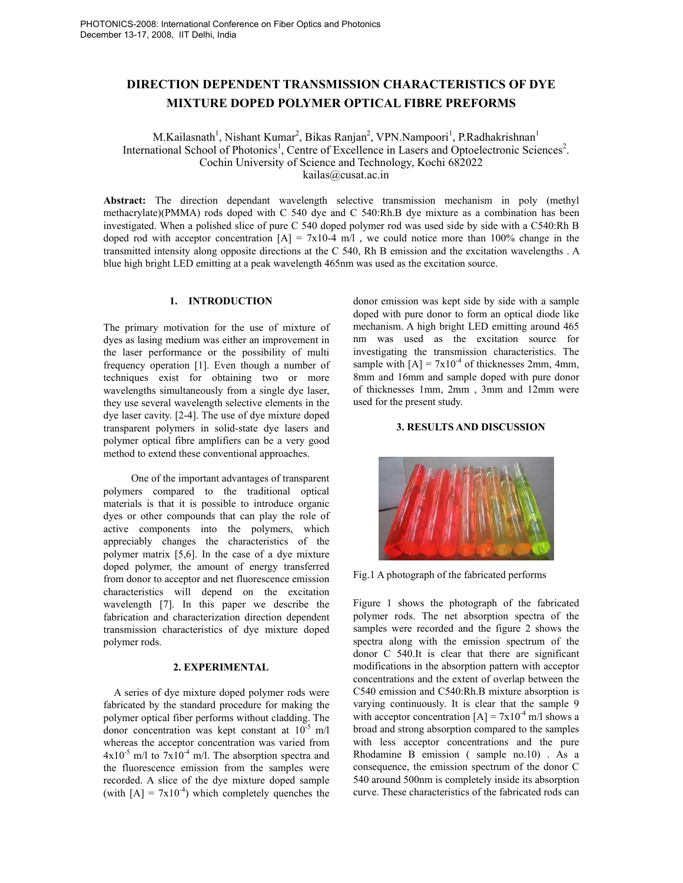# DIRECTION DEPENDENT TRANSMISSION CHARACTERISTICS OF DYE MIXTURE DOPED POLYMER OPTICAL FIBRE PREFORMS

M.Kailasnath[1], Nishant Kumar[2], Bikas Ranjan[2], VPN.Nampoori[1], P.Radhakrishnan[1]
International School of Photonics[1], Centre of Excellence in Lasers and Optoelectronic Sciences[2].
Cochin University of Science and Technology, Kochi 682022
kailas@cusat.ac.in

**Abstract:** The direction dependant wavelength selective transmission mechanism in poly (methyl methacrylate)(PMMA) rods doped with C 540 dye and C 540:Rh.B dye mixture as a combination has been investigated. When a polished slice of pure C 540 doped polymer rod was used side by side with a C540:Rh B doped rod with acceptor concentration [A] = 7x10-4 m/l , we could notice more than 100% change in the transmitted intensity along opposite directions at the C 540, Rh B emission and the excitation wavelengths . A blue high bright LED emitting at a peak wavelength 465nm was used as the excitation source.

## 1. INTRODUCTION

The primary motivation for the use of mixture of dyes as lasing medium was either an improvement in the laser performance or the possibility of multi frequency operation [1]. Even though a number of techniques exist for obtaining two or more wavelengths simultaneously from a single dye laser, they use several wavelength selective elements in the dye laser cavity. [2-4]. The use of dye mixture doped transparent polymers in solid-state dye lasers and polymer optical fibre amplifiers can be a very good method to extend these conventional approaches.

One of the important advantages of transparent polymers compared to the traditional optical materials is that it is possible to introduce organic dyes or other compounds that can play the role of active components into the polymers, which appreciably changes the characteristics of the polymer matrix [5,6]. In the case of a dye mixture doped polymer, the amount of energy transferred from donor to acceptor and net fluorescence emission characteristics will depend on the excitation wavelength [7]. In this paper we describe the fabrication and characterization direction dependent transmission characteristics of dye mixture doped polymer rods.

## 2. EXPERIMENTAL

A series of dye mixture doped polymer rods were fabricated by the standard procedure for making the polymer optical fiber performs without cladding. The donor concentration was kept constant at $10^{-5}$ m/l whereas the acceptor concentration was varied from $4\text{x}10^{-5}$ m/l to $7\text{x}10^{-4}$ m/l. The absorption spectra and the fluorescence emission from the samples were recorded. A slice of the dye mixture doped sample (with $[A] = 7\text{x}10^{-4}$) which completely quenches the donor emission was kept side by side with a sample doped with pure donor to form an optical diode like mechanism. A high bright LED emitting around 465 nm was used as the excitation source for investigating the transmission characteristics. The sample with $[A] = 7\text{x}10^{-4}$ of thicknesses 2mm, 4mm, 8mm and 16mm and sample doped with pure donor of thicknesses 1mm, 2mm , 3mm and 12mm were used for the present study.

## 3. RESULTS AND DISCUSSION

Fig.1 A photograph of the fabricated performs

Figure 1 shows the photograph of the fabricated polymer rods. The net absorption spectra of the samples were recorded and the figure 2 shows the spectra along with the emission spectrum of the donor C 540.It is clear that there are significant modifications in the absorption pattern with acceptor concentrations and the extent of overlap between the C540 emission and C540:Rh.B mixture absorption is varying continuously. It is clear that the sample 9 with acceptor concentration $[A] = 7\text{x}10^{-4}$ m/l shows a broad and strong absorption compared to the samples with less acceptor concentrations and the pure Rhodamine B emission ( sample no.10) . As a consequence, the emission spectrum of the donor C 540 around 500nm is completely inside its absorption curve. These characteristics of the fabricated rods can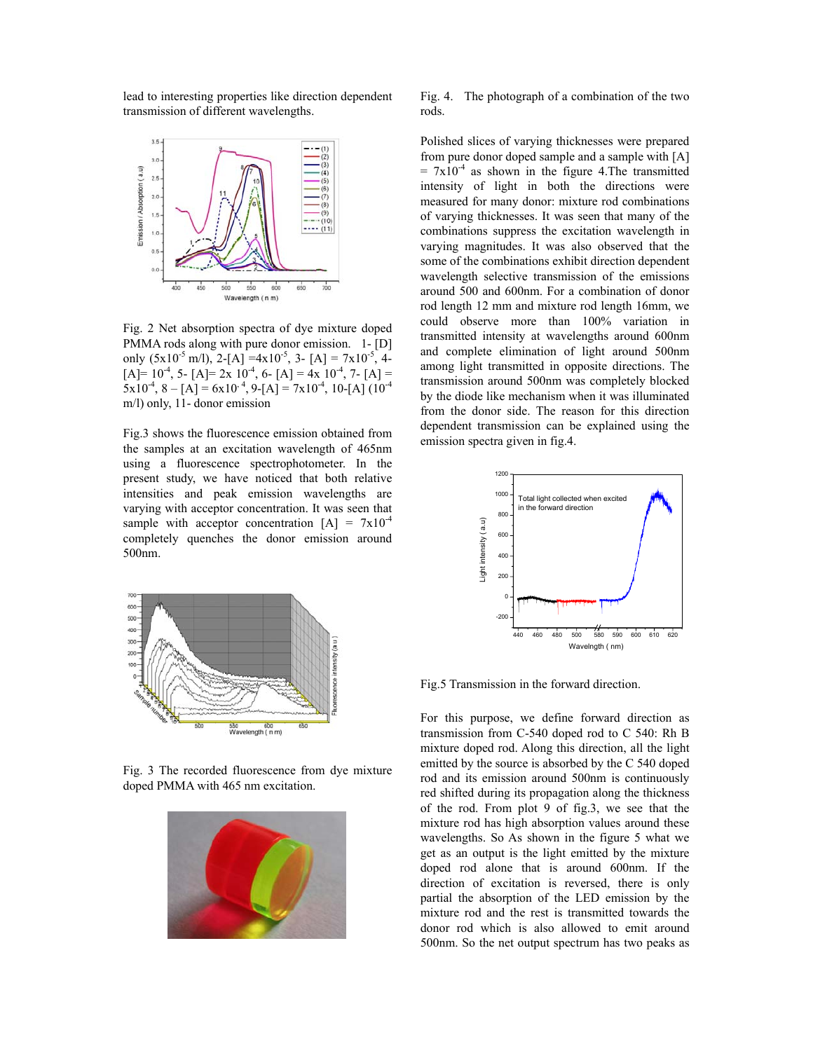lead to interesting properties like direction dependent transmission of different wavelengths.

Fig. 2 Net absorption spectra of dye mixture doped PMMA rods along with pure donor emission. 1- [D] only ($5x10^{-5}$ m/l), 2-[A] $=4x10^{-5}$, 3- [A] = $7x10^{-5}$, 4- [A]= $10^{-4}$, 5- [A]= 2x $10^{-4}$, 6- [A] = 4x $10^{-4}$, 7- [A] = $5x10^{-4}$, 8 – [A] = $6x10^{-4}$, 9-[A] = $7x10^{-4}$, 10-[A] ($10^{-4}$ m/l) only, 11- donor emission

Fig.3 shows the fluorescence emission obtained from the samples at an excitation wavelength of 465nm using a fluorescence spectrophotometer. In the present study, we have noticed that both relative intensities and peak emission wavelengths are varying with acceptor concentration. It was seen that sample with acceptor concentration [A] = $7x10^{-4}$ completely quenches the donor emission around 500nm.

Fig. 3 The recorded fluorescence from dye mixture doped PMMA with 465 nm excitation.

Fig. 4. The photograph of a combination of the two rods.

Polished slices of varying thicknesses were prepared from pure donor doped sample and a sample with [A] = $7x10^{-4}$ as shown in the figure 4.The transmitted intensity of light in both the directions were measured for many donor: mixture rod combinations of varying thicknesses. It was seen that many of the combinations suppress the excitation wavelength in varying magnitudes. It was also observed that the some of the combinations exhibit direction dependent wavelength selective transmission of the emissions around 500 and 600nm. For a combination of donor rod length 12 mm and mixture rod length 16mm, we could observe more than 100% variation in transmitted intensity at wavelengths around 600nm and complete elimination of light around 500nm among light transmitted in opposite directions. The transmission around 500nm was completely blocked by the diode like mechanism when it was illuminated from the donor side. The reason for this direction dependent transmission can be explained using the emission spectra given in fig.4.

Fig.5 Transmission in the forward direction.

For this purpose, we define forward direction as transmission from C-540 doped rod to C 540: Rh B mixture doped rod. Along this direction, all the light emitted by the source is absorbed by the C 540 doped rod and its emission around 500nm is continuously red shifted during its propagation along the thickness of the rod. From plot 9 of fig.3, we see that the mixture rod has high absorption values around these wavelengths. So As shown in the figure 5 what we get as an output is the light emitted by the mixture doped rod alone that is around 600nm. If the direction of excitation is reversed, there is only partial the absorption of the LED emission by the mixture rod and the rest is transmitted towards the donor rod which is also allowed to emit around 500nm. So the net output spectrum has two peaks as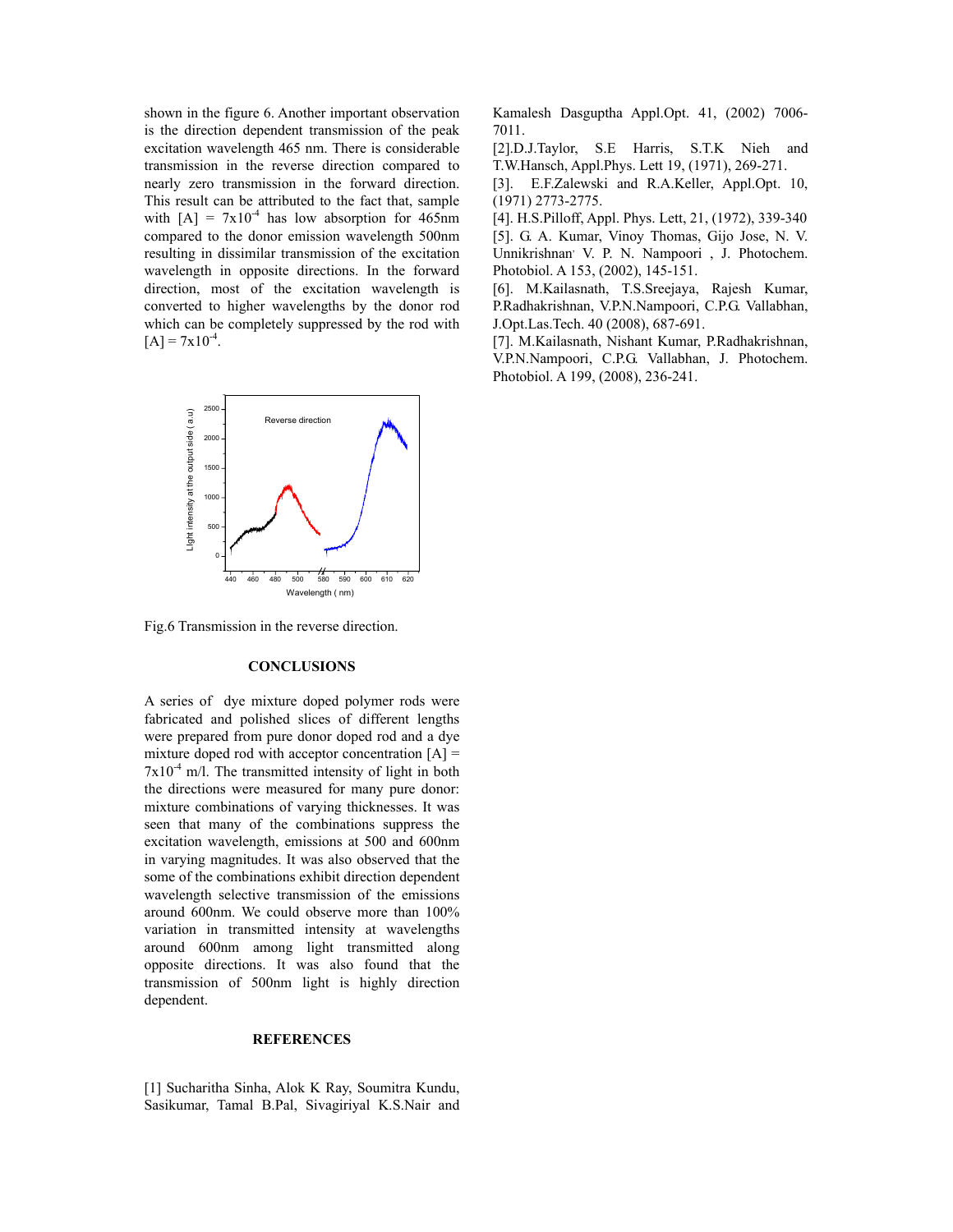shown in the figure 6. Another important observation is the direction dependent transmission of the peak excitation wavelength 465 nm. There is considerable transmission in the reverse direction compared to nearly zero transmission in the forward direction. This result can be attributed to the fact that, sample with [A] = $7x10^{-4}$ has low absorption for 465nm compared to the donor emission wavelength 500nm resulting in dissimilar transmission of the excitation wavelength in opposite directions. In the forward direction, most of the excitation wavelength is converted to higher wavelengths by the donor rod which can be completely suppressed by the rod with [A] = $7x10^{-4}$.

Reverse direction

Light intensity at the output side ( a.u)

2500
2000
1500
1000
500
0

440 460 480 500 580 590 600 610 620

Wavelength ( nm)

Fig.6 Transmission in the reverse direction.

## CONCLUSIONS

A series of dye mixture doped polymer rods were fabricated and polished slices of different lengths were prepared from pure donor doped rod and a dye mixture doped rod with acceptor concentration [A] = $7x10^{-4}$ m/l. The transmitted intensity of light in both the directions were measured for many pure donor: mixture combinations of varying thicknesses. It was seen that many of the combinations suppress the excitation wavelength, emissions at 500 and 600nm in varying magnitudes. It was also observed that the some of the combinations exhibit direction dependent wavelength selective transmission of the emissions around 600nm. We could observe more than 100% variation in transmitted intensity at wavelengths around 600nm among light transmitted along opposite directions. It was also found that the transmission of 500nm light is highly direction dependent.

## REFERENCES

[1] Sucharitha Sinha, Alok K Ray, Soumitra Kundu, Sasikumar, Tamal B.Pal, Sivagiriyal K.S.Nair and Kamalesh Dasguptha Appl.Opt. 41, (2002) 7006-7011.

[2].D.J.Taylor, S.E Harris, S.T.K Nieh and T.W.Hansch, Appl.Phys. Lett 19, (1971), 269-271.

[3]. E.F.Zalewski and R.A.Keller, Appl.Opt. 10, (1971) 2773-2775.

[4]. H.S.Pilloff, Appl. Phys. Lett, 21, (1972), 339-340

[5]. G. A. Kumar, Vinoy Thomas, Gijo Jose, N. V. Unnikrishnan, V. P. N. Nampoori , J. Photochem. Photobiol. A 153, (2002), 145-151.

[6]. M.Kailasnath, T.S.Sreejaya, Rajesh Kumar, P.Radhakrishnan, V.P.N.Nampoori, C.P.G. Vallabhan, J.Opt.Las.Tech. 40 (2008), 687-691.

[7]. M.Kailasnath, Nishant Kumar, P.Radhakrishnan, V.P.N.Nampoori, C.P.G. Vallabhan, J. Photochem. Photobiol. A 199, (2008), 236-241.